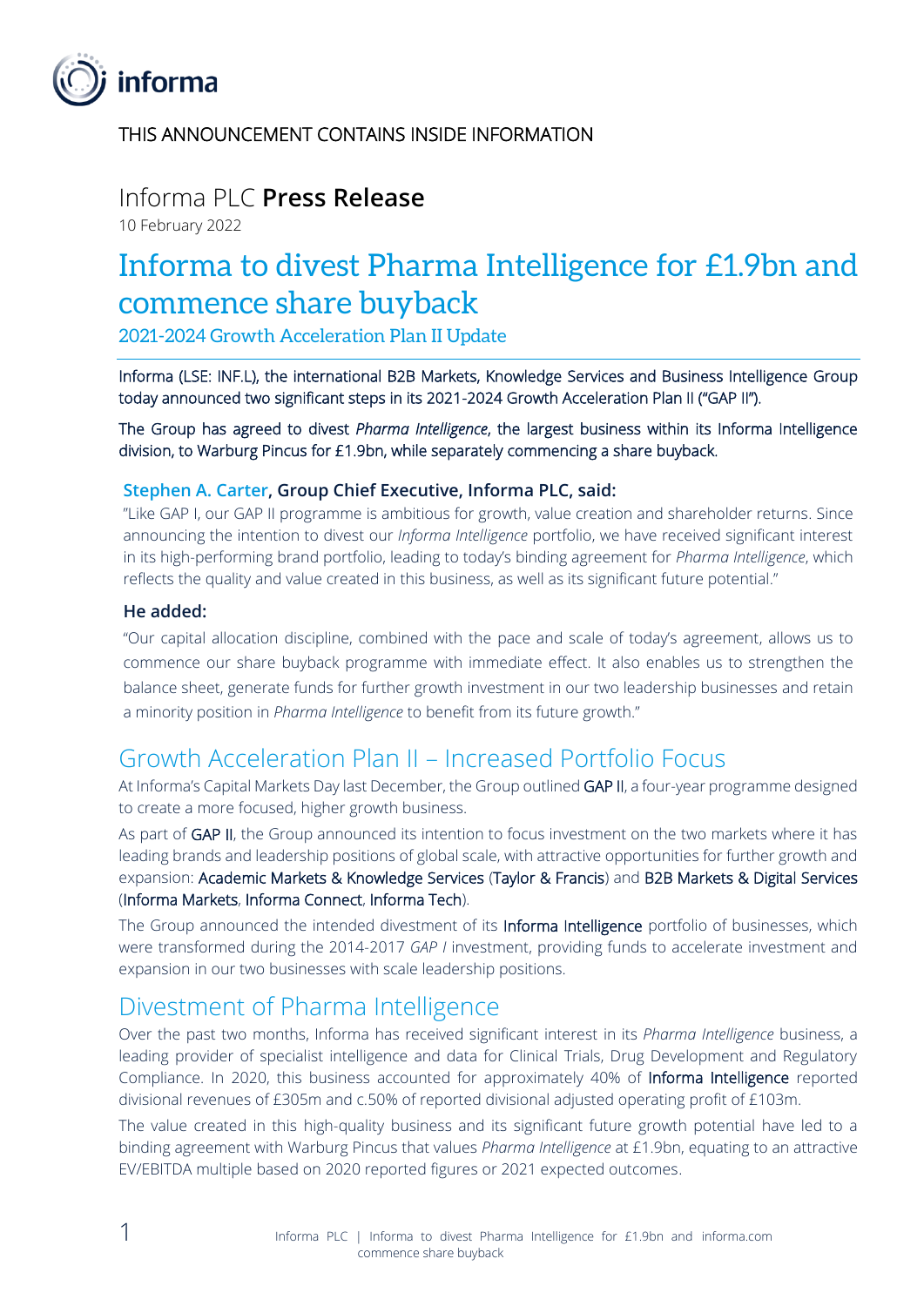THIS ANNOUNCEMENT CONTAINS INSIDE INFORMATION

Informa PLC **Press Release**

10 February 2022

# Informa to divest Pharma Intelligence for £1.9bn and commence share buyback

### 2021-2024 Growth Acceleration Plan II Update

Informa (LSE: INF.L), the international B2B Markets, Knowledge Services and Business Intelligence Group today announced two significant steps in its 2021-2024 Growth Acceleration Plan II ("GAP II").

The Group has agreed to divest *Pharma Intelligence*, the largest business within its Informa Intelligence division, to Warburg Pincus for £1.9bn, while separately commencing a share buyback.

**Stephen A. Carter, Group Chief Executive, Informa PLC, said:**

"Like GAP I, our GAP II programme is ambitious for growth, value creation and shareholder returns. Since announcing the intention to divest our *Informa Intelligence* portfolio, we have received significant interest in its high-performing brand portfolio, leading to today's binding agreement for *Pharma Intelligence*, which reflects the quality and value created in this business, as well as its significant future potential."

**He added:**

"Our capital allocation discipline, combined with the pace and scale of today's agreement, allows us to commence our share buyback programme with immediate effect. It also enables us to strengthen the balance sheet, generate funds for further growth investment in our two leadership businesses and retain a minority position in *Pharma Intelligence* to benefit from its future growth."

## Growth Acceleration Plan II – Increased Portfolio Focus

At Informa's Capital Markets Day last December, the Group outlined GAP II, a four-year programme designed to create a more focused, higher growth business.

As part of GAP II, the Group announced its intention to focus investment on the two markets where it has leading brands and leadership positions of global scale, with attractive opportunities for further growth and expansion: Academic Markets & Knowledge Services (Taylor & Francis) and B2B Markets & Digital Services (Informa Markets, Informa Connect, Informa Tech).

The Group announced the intended divestment of its Informa Intelligence portfolio of businesses, which were transformed during the 2014-2017 *GAP I* investment, providing funds to accelerate investment and expansion in our two businesses with scale leadership positions.

## Divestment of Pharma Intelligence

Over the past two months, Informa has received significant interest in its *Pharma Intelligence* business, a leading provider of specialist intelligence and data for Clinical Trials, Drug Development and Regulatory Compliance. In 2020, this business accounted for approximately 40% of Informa Intelligence reported divisional revenues of £305m and c.50% of reported divisional adjusted operating profit of £103m.

The value created in this high-quality business and its significant future growth potential have led to a binding agreement with Warburg Pincus that values *Pharma Intelligence* at £1.9bn, equating to an attractive EV/EBITDA multiple based on 2020 reported figures or 2021 expected outcomes.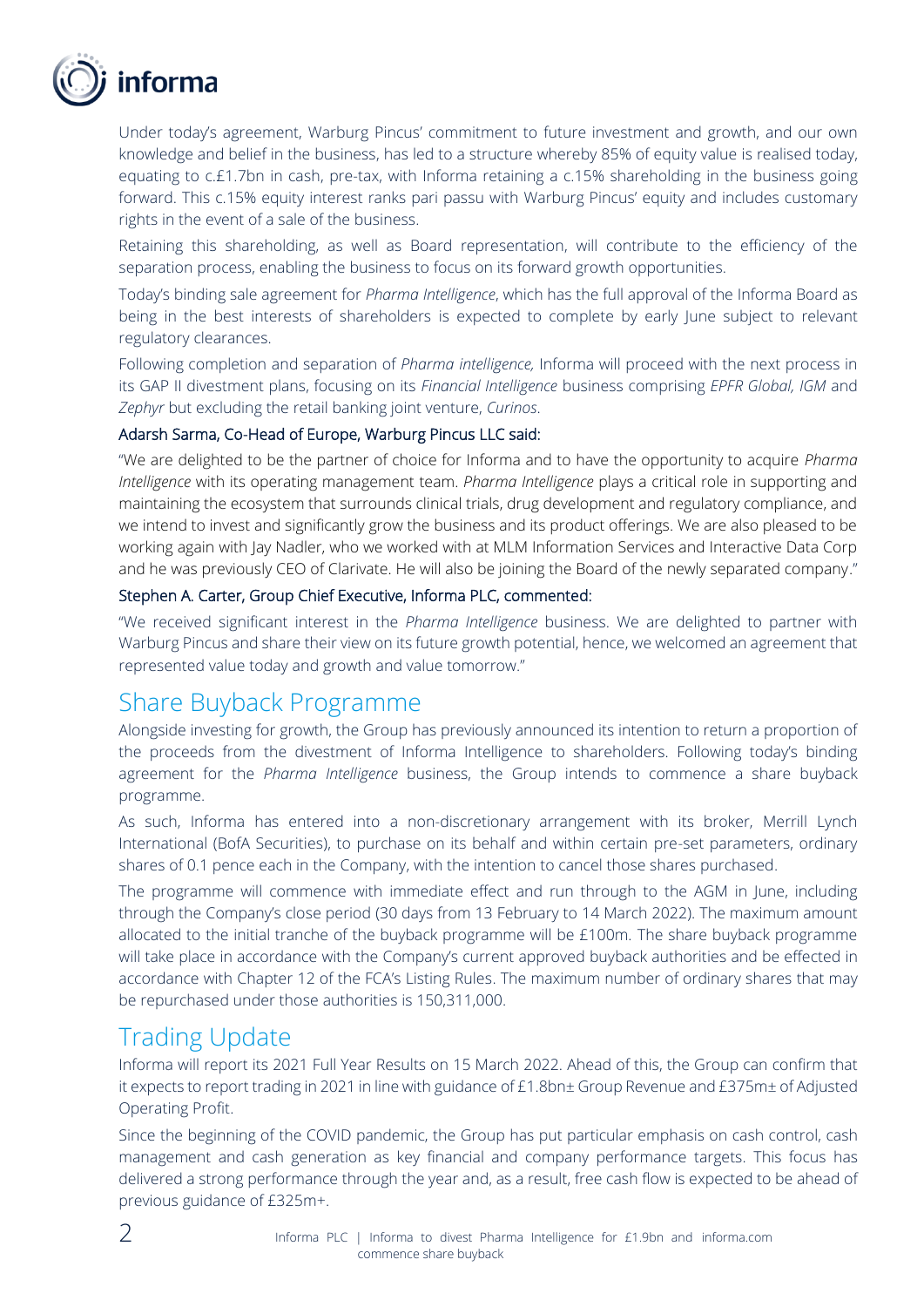Under today's agreement, Warburg Pincus' commitment to future investment and growth, and our own knowledge and belief in the business, has led to a structure whereby 85% of equity value is realised today, equating to c.£1.7bn in cash, pre-tax, with Informa retaining a c.15% shareholding in the business going forward. This c.15% equity interest ranks pari passu with Warburg Pincus' equity and includes customary rights in the event of a sale of the business.

Retaining this shareholding, as well as Board representation, will contribute to the efficiency of the separation process, enabling the business to focus on its forward growth opportunities.

Today's binding sale agreement for *Pharma Intelligence*, which has the full approval of the Informa Board as being in the best interests of shareholders is expected to complete by early June subject to relevant regulatory clearances.

Following completion and separation of *Pharma intelligence,* Informa will proceed with the next process in its GAP II divestment plans, focusing on its *Financial Intelligence* business comprising *EPFR Global, IGM* and *Zephyr* but excluding the retail banking joint venture, *Curinos*.

**Adarsh Sarma, Co-Head of Europe, Warburg Pincus LLC said:**

"We are delighted to be the partner of choice for Informa and to have the opportunity to acquire *Pharma Intelligence* with its operating management team. *Pharma Intelligence* plays a critical role in supporting and maintaining the ecosystem that surrounds clinical trials, drug development and regulatory compliance, and we intend to invest and significantly grow the business and its product offerings. We are also pleased to be working again with Jay Nadler, who we worked with at MLM Information Services and Interactive Data Corp and he was previously CEO of Clarivate. He will also be joining the Board of the newly separated company."

**Stephen A. Carter, Group Chief Executive, Informa PLC, commented:**

"We received significant interest in the *Pharma Intelligence* business. We are delighted to partner with Warburg Pincus and share their view on its future growth potential, hence, we welcomed an agreement that represented value today and growth and value tomorrow."

## Share Buyback Programme

Alongside investing for growth, the Group has previously announced its intention to return a proportion of the proceeds from the divestment of Informa Intelligence to shareholders. Following today's binding agreement for the *Pharma Intelligence* business, the Group intends to commence a share buyback programme.

As such, Informa has entered into a non-discretionary arrangement with its broker, Merrill Lynch International (BofA Securities), to purchase on its behalf and within certain pre-set parameters, ordinary shares of 0.1 pence each in the Company, with the intention to cancel those shares purchased.

The programme will commence with immediate effect and run through to the AGM in June, including through the Company's close period (30 days from 13 February to 14 March 2022). The maximum amount allocated to the initial tranche of the buyback programme will be £100m. The share buyback programme will take place in accordance with the Company's current approved buyback authorities and be effected in accordance with Chapter 12 of the FCA's Listing Rules. The maximum number of ordinary shares that may be repurchased under those authorities is 150,311,000.

## Trading Update

Informa will report its 2021 Full Year Results on 15 March 2022. Ahead of this, the Group can confirm that it expects to report trading in 2021 in line with guidance of £1.8bn± Group Revenue and £375m± of Adjusted Operating Profit.

Since the beginning of the COVID pandemic, the Group has put particular emphasis on cash control, cash management and cash generation as key financial and company performance targets. This focus has delivered a strong performance through the year and, as a result, free cash flow is expected to be ahead of previous guidance of £325m+.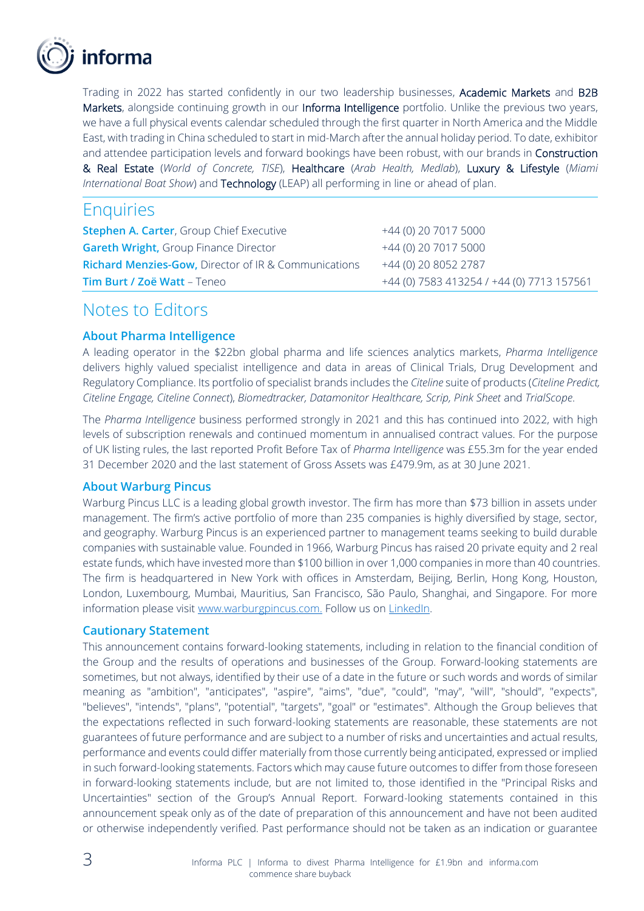Trading in 2022 has started confidently in our two leadership businesses, Academic Markets and B2B Markets, alongside continuing growth in our Informa Intelligence portfolio. Unlike the previous two years, we have a full physical events calendar scheduled through the first quarter in North America and the Middle East, with trading in China scheduled to start in mid-March after the annual holiday period. To date, exhibitor and attendee participation levels and forward bookings have been robust, with our brands in Construction & Real Estate (*World of Concrete, TISE*), Healthcare (*Arab Health, Medlab*), Luxury & Lifestyle (*Miami International Boat Show*) and Technology (LEAP) all performing in line or ahead of plan.

## Enquiries

| | |
|---|---|
| **Stephen A. Carter**, Group Chief Executive | +44 (0) 20 7017 5000 |
| **Gareth Wright,** Group Finance Director | +44 (0) 20 7017 5000 |
| **Richard Menzies-Gow,** Director of IR & Communications | +44 (0) 20 8052 2787 |
| **Tim Burt / Zoë Watt** – Teneo | +44 (0) 7583 413254 / +44 (0) 7713 157561 |

## Notes to Editors

### About Pharma Intelligence

A leading operator in the $22bn global pharma and life sciences analytics markets, *Pharma Intelligence* delivers highly valued specialist intelligence and data in areas of Clinical Trials, Drug Development and Regulatory Compliance. Its portfolio of specialist brands includes the *Citeline* suite of products (*Citeline Predict, Citeline Engage, Citeline Connect*), *Biomedtracker, Datamonitor Healthcare, Scrip, Pink Sheet* and *TrialScope*.

The *Pharma Intelligence* business performed strongly in 2021 and this has continued into 2022, with high levels of subscription renewals and continued momentum in annualised contract values. For the purpose of UK listing rules, the last reported Profit Before Tax of *Pharma Intelligence* was £55.3m for the year ended 31 December 2020 and the last statement of Gross Assets was £479.9m, as at 30 June 2021.

### About Warburg Pincus

Warburg Pincus LLC is a leading global growth investor. The firm has more than $73 billion in assets under management. The firm's active portfolio of more than 235 companies is highly diversified by stage, sector, and geography. Warburg Pincus is an experienced partner to management teams seeking to build durable companies with sustainable value. Founded in 1966, Warburg Pincus has raised 20 private equity and 2 real estate funds, which have invested more than $100 billion in over 1,000 companies in more than 40 countries. The firm is headquartered in New York with offices in Amsterdam, Beijing, Berlin, Hong Kong, Houston, London, Luxembourg, Mumbai, Mauritius, San Francisco, São Paulo, Shanghai, and Singapore. For more information please visit [www.warburgpincus.com.](http://www.warburgpincus.com) Follow us on [LinkedIn](#).

### Cautionary Statement

This announcement contains forward-looking statements, including in relation to the financial condition of the Group and the results of operations and businesses of the Group. Forward-looking statements are sometimes, but not always, identified by their use of a date in the future or such words and words of similar meaning as "ambition", "anticipates", "aspire", "aims", "due", "could", "may", "will", "should", "expects", "believes", "intends", "plans", "potential", "targets", "goal" or "estimates". Although the Group believes that the expectations reflected in such forward-looking statements are reasonable, these statements are not guarantees of future performance and are subject to a number of risks and uncertainties and actual results, performance and events could differ materially from those currently being anticipated, expressed or implied in such forward-looking statements. Factors which may cause future outcomes to differ from those foreseen in forward-looking statements include, but are not limited to, those identified in the "Principal Risks and Uncertainties" section of the Group's Annual Report. Forward-looking statements contained in this announcement speak only as of the date of preparation of this announcement and have not been audited or otherwise independently verified. Past performance should not be taken as an indication or guarantee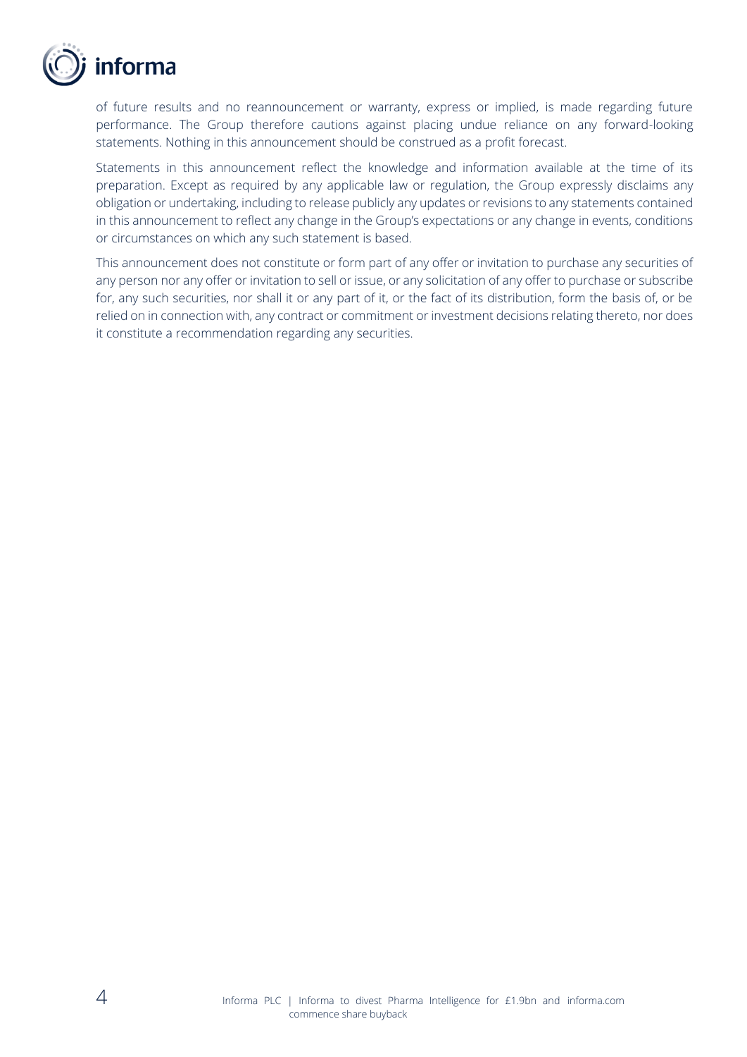of future results and no reannouncement or warranty, express or implied, is made regarding future performance. The Group therefore cautions against placing undue reliance on any forward-looking statements. Nothing in this announcement should be construed as a profit forecast.

Statements in this announcement reflect the knowledge and information available at the time of its preparation. Except as required by any applicable law or regulation, the Group expressly disclaims any obligation or undertaking, including to release publicly any updates or revisions to any statements contained in this announcement to reflect any change in the Group's expectations or any change in events, conditions or circumstances on which any such statement is based.

This announcement does not constitute or form part of any offer or invitation to purchase any securities of any person nor any offer or invitation to sell or issue, or any solicitation of any offer to purchase or subscribe for, any such securities, nor shall it or any part of it, or the fact of its distribution, form the basis of, or be relied on in connection with, any contract or commitment or investment decisions relating thereto, nor does it constitute a recommendation regarding any securities.